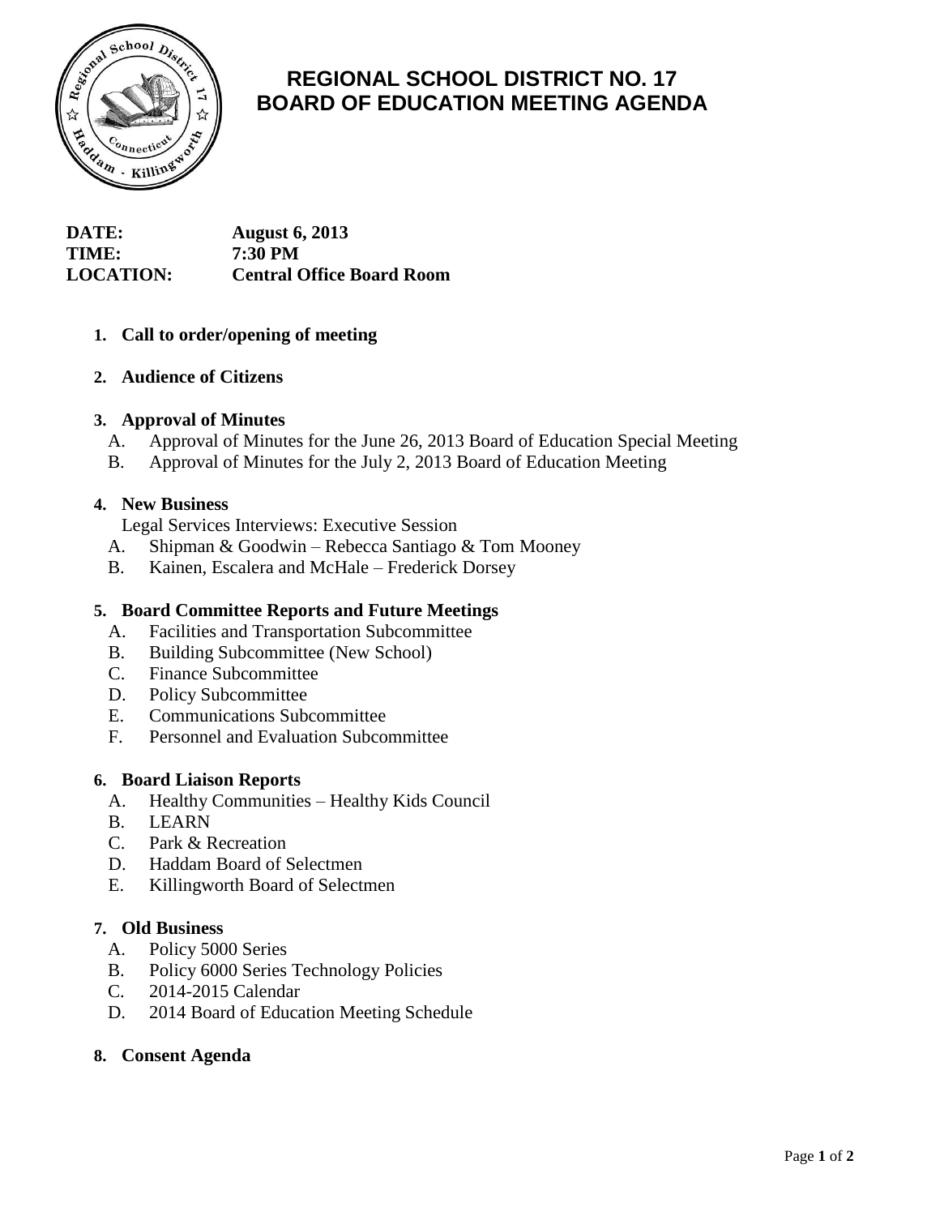# REGIONAL SCHOOL DISTRICT NO. 17
# BOARD OF EDUCATION MEETING AGENDA

**DATE:** August 6, 2013
**TIME:** 7:30 PM
**LOCATION:** Central Office Board Room

1. **Call to order/opening of meeting**

2. **Audience of Citizens**

3. **Approval of Minutes**
   - A. Approval of Minutes for the June 26, 2013 Board of Education Special Meeting
   - B. Approval of Minutes for the July 2, 2013 Board of Education Meeting

4. **New Business**

   Legal Services Interviews: Executive Session
   - A. Shipman & Goodwin – Rebecca Santiago & Tom Mooney
   - B. Kainen, Escalera and McHale – Frederick Dorsey

5. **Board Committee Reports and Future Meetings**
   - A. Facilities and Transportation Subcommittee
   - B. Building Subcommittee (New School)
   - C. Finance Subcommittee
   - D. Policy Subcommittee
   - E. Communications Subcommittee
   - F. Personnel and Evaluation Subcommittee

6. **Board Liaison Reports**
   - A. Healthy Communities – Healthy Kids Council
   - B. LEARN
   - C. Park & Recreation
   - D. Haddam Board of Selectmen
   - E. Killingworth Board of Selectmen

7. **Old Business**
   - A. Policy 5000 Series
   - B. Policy 6000 Series Technology Policies
   - C. 2014-2015 Calendar
   - D. 2014 Board of Education Meeting Schedule

8. **Consent Agenda**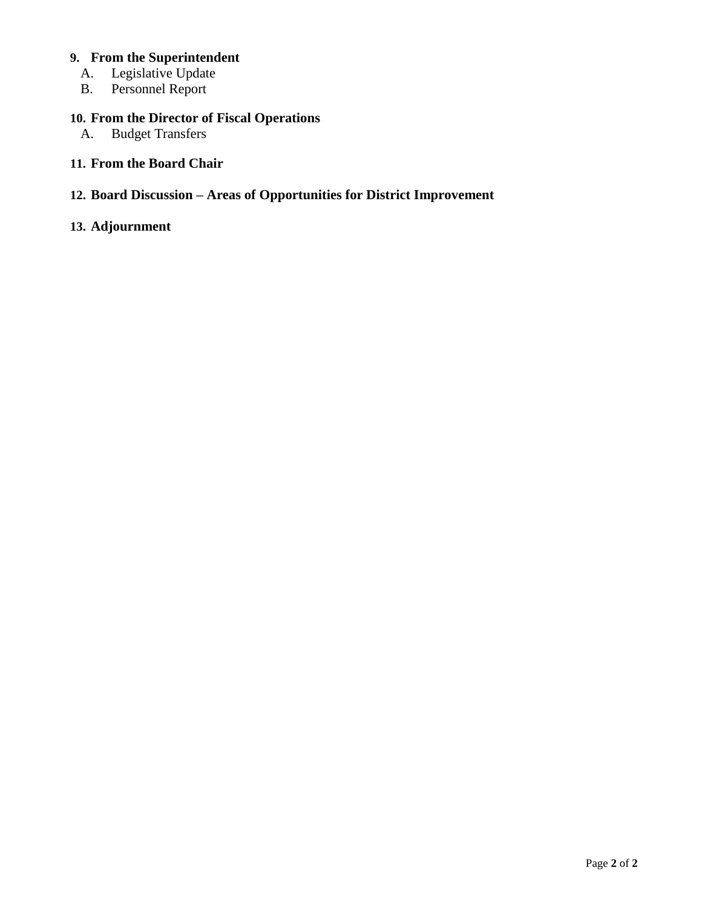**9. From the Superintendent**

A. Legislative Update
B. Personnel Report

**10. From the Director of Fiscal Operations**

A. Budget Transfers

**11. From the Board Chair**

**12. Board Discussion – Areas of Opportunities for District Improvement**

**13. Adjournment**